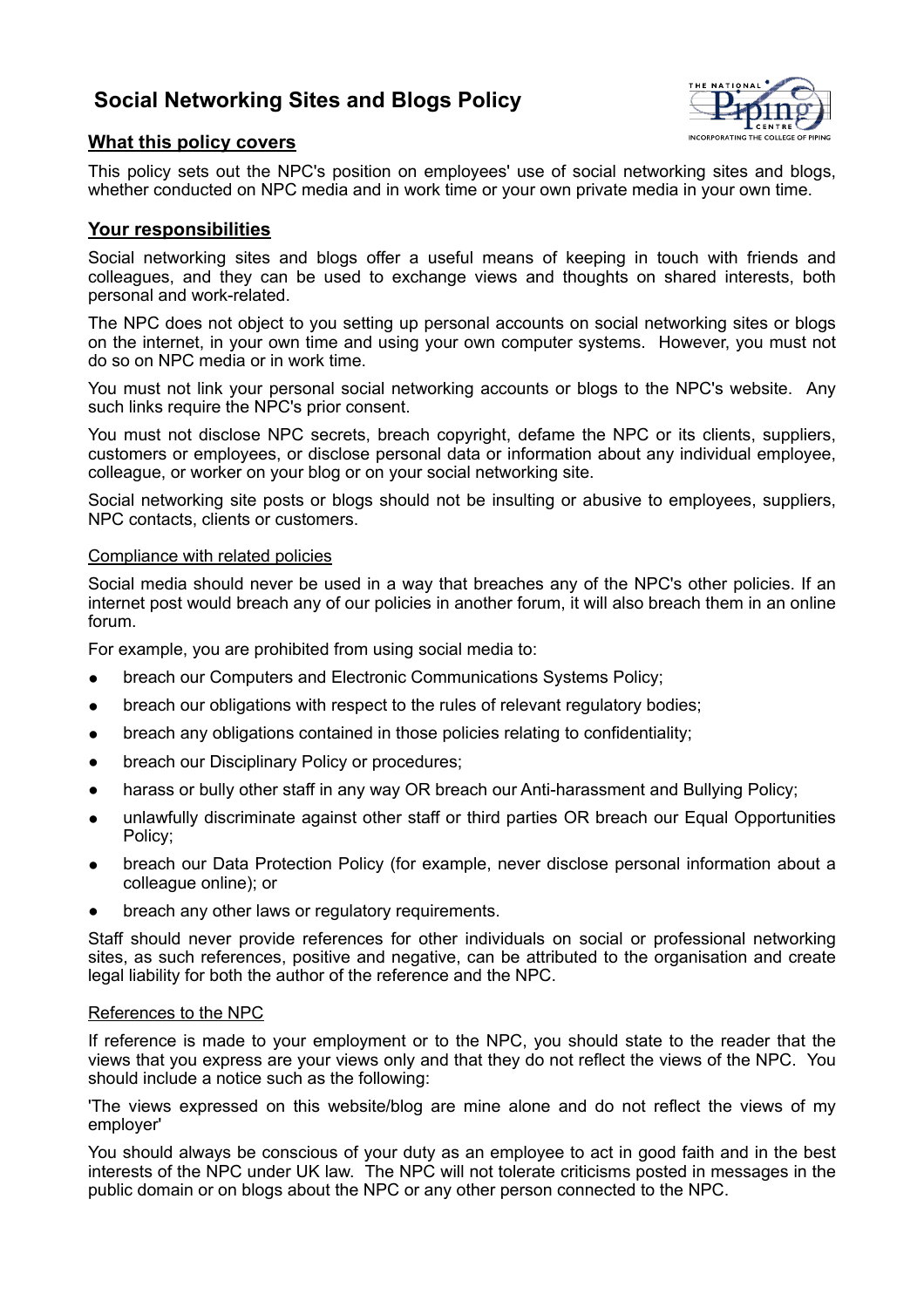# Social Networking Sites and Blogs Policy

## What this policy covers

This policy sets out the NPC's position on employees' use of social networking sites and blogs, whether conducted on NPC media and in work time or your own private media in your own time.

## Your responsibilities

Social networking sites and blogs offer a useful means of keeping in touch with friends and colleagues, and they can be used to exchange views and thoughts on shared interests, both personal and work-related.

The NPC does not object to you setting up personal accounts on social networking sites or blogs on the internet, in your own time and using your own computer systems. However, you must not do so on NPC media or in work time.

You must not link your personal social networking accounts or blogs to the NPC's website. Any such links require the NPC's prior consent.

You must not disclose NPC secrets, breach copyright, defame the NPC or its clients, suppliers, customers or employees, or disclose personal data or information about any individual employee, colleague, or worker on your blog or on your social networking site.

Social networking site posts or blogs should not be insulting or abusive to employees, suppliers, NPC contacts, clients or customers.

### Compliance with related policies

Social media should never be used in a way that breaches any of the NPC's other policies. If an internet post would breach any of our policies in another forum, it will also breach them in an online forum.

For example, you are prohibited from using social media to:

- breach our Computers and Electronic Communications Systems Policy;
- breach our obligations with respect to the rules of relevant regulatory bodies;
- breach any obligations contained in those policies relating to confidentiality;
- breach our Disciplinary Policy or procedures;
- harass or bully other staff in any way OR breach our Anti-harassment and Bullying Policy;
- unlawfully discriminate against other staff or third parties OR breach our Equal Opportunities Policy;
- breach our Data Protection Policy (for example, never disclose personal information about a colleague online); or
- breach any other laws or regulatory requirements.

Staff should never provide references for other individuals on social or professional networking sites, as such references, positive and negative, can be attributed to the organisation and create legal liability for both the author of the reference and the NPC.

### References to the NPC

If reference is made to your employment or to the NPC, you should state to the reader that the views that you express are your views only and that they do not reflect the views of the NPC. You should include a notice such as the following:

'The views expressed on this website/blog are mine alone and do not reflect the views of my employer'

You should always be conscious of your duty as an employee to act in good faith and in the best interests of the NPC under UK law. The NPC will not tolerate criticisms posted in messages in the public domain or on blogs about the NPC or any other person connected to the NPC.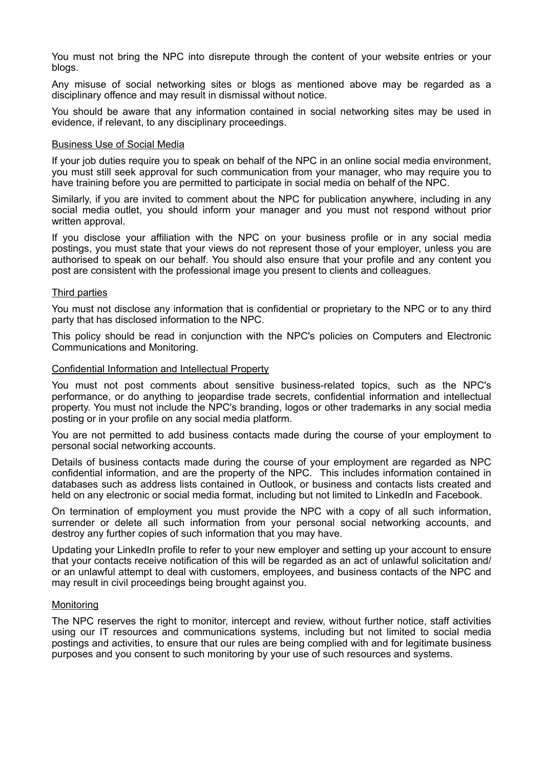You must not bring the NPC into disrepute through the content of your website entries or your blogs.

Any misuse of social networking sites or blogs as mentioned above may be regarded as a disciplinary offence and may result in dismissal without notice.

You should be aware that any information contained in social networking sites may be used in evidence, if relevant, to any disciplinary proceedings.

<u>Business Use of Social Media</u>

If your job duties require you to speak on behalf of the NPC in an online social media environment, you must still seek approval for such communication from your manager, who may require you to have training before you are permitted to participate in social media on behalf of the NPC.

Similarly, if you are invited to comment about the NPC for publication anywhere, including in any social media outlet, you should inform your manager and you must not respond without prior written approval.

If you disclose your affiliation with the NPC on your business profile or in any social media postings, you must state that your views do not represent those of your employer, unless you are authorised to speak on our behalf. You should also ensure that your profile and any content you post are consistent with the professional image you present to clients and colleagues.

<u>Third parties</u>

You must not disclose any information that is confidential or proprietary to the NPC or to any third party that has disclosed information to the NPC.

This policy should be read in conjunction with the NPC's policies on Computers and Electronic Communications and Monitoring.

<u>Confidential Information and Intellectual Property</u>

You must not post comments about sensitive business-related topics, such as the NPC's performance, or do anything to jeopardise trade secrets, confidential information and intellectual property. You must not include the NPC's branding, logos or other trademarks in any social media posting or in your profile on any social media platform.

You are not permitted to add business contacts made during the course of your employment to personal social networking accounts.

Details of business contacts made during the course of your employment are regarded as NPC confidential information, and are the property of the NPC. This includes information contained in databases such as address lists contained in Outlook, or business and contacts lists created and held on any electronic or social media format, including but not limited to LinkedIn and Facebook.

On termination of employment you must provide the NPC with a copy of all such information, surrender or delete all such information from your personal social networking accounts, and destroy any further copies of such information that you may have.

Updating your LinkedIn profile to refer to your new employer and setting up your account to ensure that your contacts receive notification of this will be regarded as an act of unlawful solicitation and/or an unlawful attempt to deal with customers, employees, and business contacts of the NPC and may result in civil proceedings being brought against you.

<u>Monitoring</u>

The NPC reserves the right to monitor, intercept and review, without further notice, staff activities using our IT resources and communications systems, including but not limited to social media postings and activities, to ensure that our rules are being complied with and for legitimate business purposes and you consent to such monitoring by your use of such resources and systems.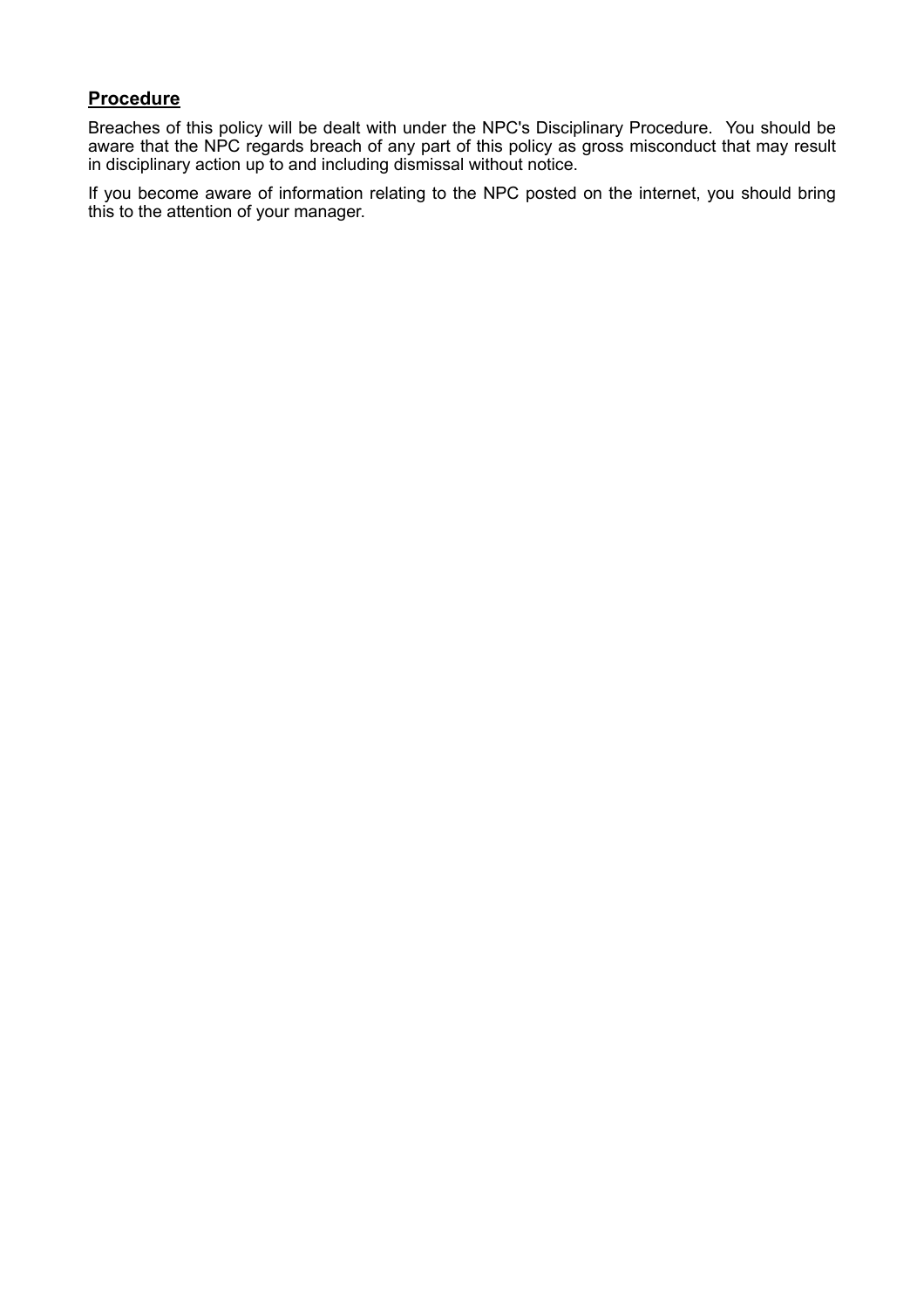## Procedure

Breaches of this policy will be dealt with under the NPC's Disciplinary Procedure. You should be aware that the NPC regards breach of any part of this policy as gross misconduct that may result in disciplinary action up to and including dismissal without notice.

If you become aware of information relating to the NPC posted on the internet, you should bring this to the attention of your manager.